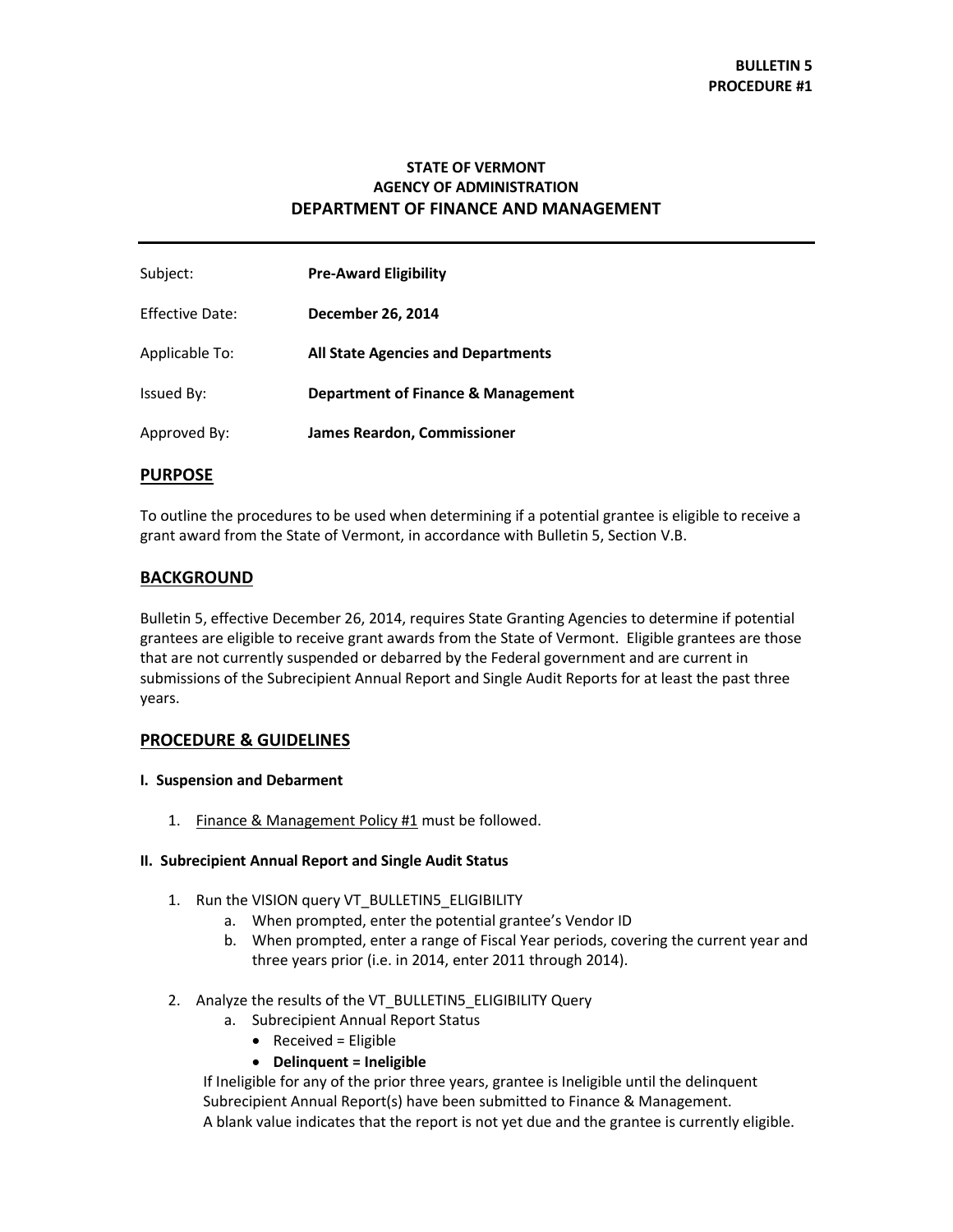**BULLETIN 5**
**PROCEDURE #1**

**STATE OF VERMONT**
**AGENCY OF ADMINISTRATION**
# DEPARTMENT OF FINANCE AND MANAGEMENT

---

| | |
|---|---|
| Subject: | **Pre-Award Eligibility** |
| Effective Date: | **December 26, 2014** |
| Applicable To: | **All State Agencies and Departments** |
| Issued By: | **Department of Finance & Management** |
| Approved By: | **James Reardon, Commissioner** |

## PURPOSE

To outline the procedures to be used when determining if a potential grantee is eligible to receive a grant award from the State of Vermont, in accordance with Bulletin 5, Section V.B.

## BACKGROUND

Bulletin 5, effective December 26, 2014, requires State Granting Agencies to determine if potential grantees are eligible to receive grant awards from the State of Vermont. Eligible grantees are those that are not currently suspended or debarred by the Federal government and are current in submissions of the Subrecipient Annual Report and Single Audit Reports for at least the past three years.

## PROCEDURE & GUIDELINES

#### I. Suspension and Debarment

1. Finance & Management Policy #1 must be followed.

#### II. Subrecipient Annual Report and Single Audit Status

1. Run the VISION query VT_BULLETIN5_ELIGIBILITY
   a. When prompted, enter the potential grantee's Vendor ID
   b. When prompted, enter a range of Fiscal Year periods, covering the current year and three years prior (i.e. in 2014, enter 2011 through 2014).

2. Analyze the results of the VT_BULLETIN5_ELIGIBILITY Query
   a. Subrecipient Annual Report Status
      - Received = Eligible
      - **Delinquent = Ineligible**

   If Ineligible for any of the prior three years, grantee is Ineligible until the delinquent Subrecipient Annual Report(s) have been submitted to Finance & Management.
   A blank value indicates that the report is not yet due and the grantee is currently eligible.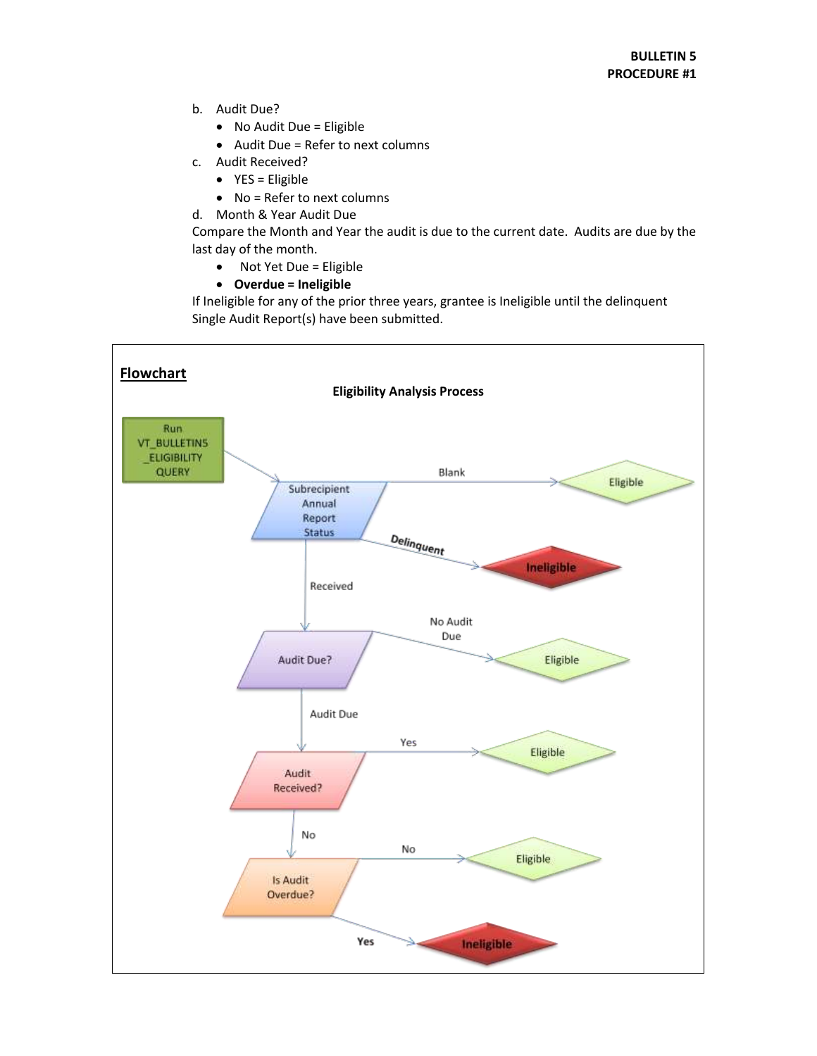b. Audit Due?
   - No Audit Due = Eligible
   - Audit Due = Refer to next columns

c. Audit Received?
   - YES = Eligible
   - No = Refer to next columns

d. Month & Year Audit Due

Compare the Month and Year the audit is due to the current date. Audits are due by the last day of the month.

- Not Yet Due = Eligible
- **Overdue = Ineligible**

If Ineligible for any of the prior three years, grantee is Ineligible until the delinquent Single Audit Report(s) have been submitted.

## Flowchart

**Eligibility Analysis Process**

Run VT_BULLETIN5_ELIGIBILITY QUERY

Subrecipient Annual Report Status

Blank

Eligible

Delinquent

Ineligible

Received

Audit Due?

No Audit Due

Eligible

Audit Due

Audit Received?

Yes

Eligible

No

Is Audit Overdue?

No

Eligible

Yes

Ineligible